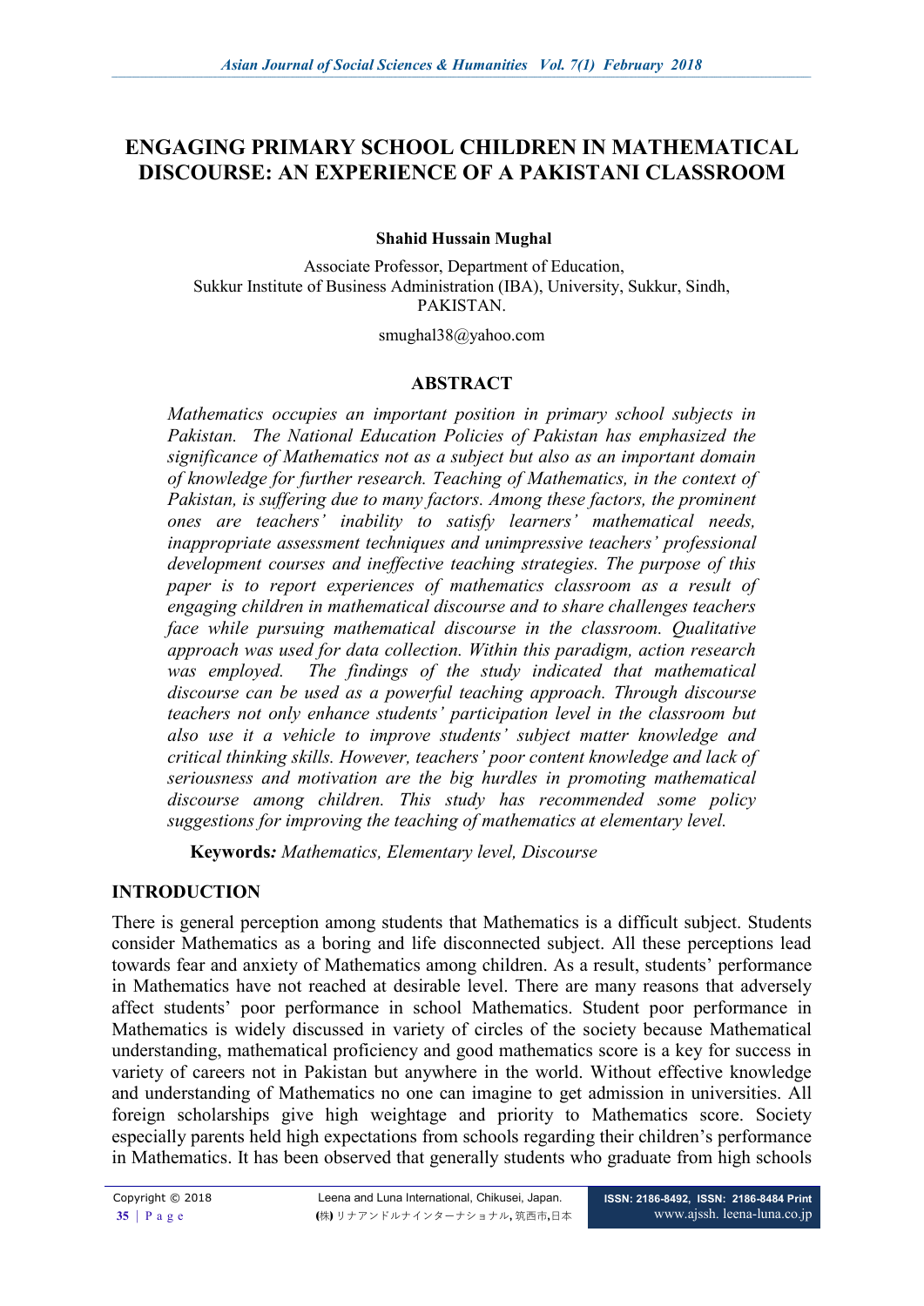# ENGAGING PRIMARY SCHOOL CHILDREN IN MATHEMATICAL DISCOURSE: AN EXPERIENCE OF A PAKISTANI CLASSROOM

**Shahid Hussain Mughal**

Associate Professor, Department of Education,
Sukkur Institute of Business Administration (IBA), University, Sukkur, Sindh, PAKISTAN.

smughal38@yahoo.com

## ABSTRACT

*Mathematics occupies an important position in primary school subjects in Pakistan. The National Education Policies of Pakistan has emphasized the significance of Mathematics not as a subject but also as an important domain of knowledge for further research. Teaching of Mathematics, in the context of Pakistan, is suffering due to many factors. Among these factors, the prominent ones are teachers' inability to satisfy learners' mathematical needs, inappropriate assessment techniques and unimpressive teachers' professional development courses and ineffective teaching strategies. The purpose of this paper is to report experiences of mathematics classroom as a result of engaging children in mathematical discourse and to share challenges teachers face while pursuing mathematical discourse in the classroom. Qualitative approach was used for data collection. Within this paradigm, action research was employed. The findings of the study indicated that mathematical discourse can be used as a powerful teaching approach. Through discourse teachers not only enhance students' participation level in the classroom but also use it a vehicle to improve students' subject matter knowledge and critical thinking skills. However, teachers' poor content knowledge and lack of seriousness and motivation are the big hurdles in promoting mathematical discourse among children. This study has recommended some policy suggestions for improving the teaching of mathematics at elementary level.*

**Keywords***:* *Mathematics, Elementary level, Discourse*

## INTRODUCTION

There is general perception among students that Mathematics is a difficult subject. Students consider Mathematics as a boring and life disconnected subject. All these perceptions lead towards fear and anxiety of Mathematics among children. As a result, students' performance in Mathematics have not reached at desirable level. There are many reasons that adversely affect students' poor performance in school Mathematics. Student poor performance in Mathematics is widely discussed in variety of circles of the society because Mathematical understanding, mathematical proficiency and good mathematics score is a key for success in variety of careers not in Pakistan but anywhere in the world. Without effective knowledge and understanding of Mathematics no one can imagine to get admission in universities. All foreign scholarships give high weightage and priority to Mathematics score. Society especially parents held high expectations from schools regarding their children's performance in Mathematics. It has been observed that generally students who graduate from high schools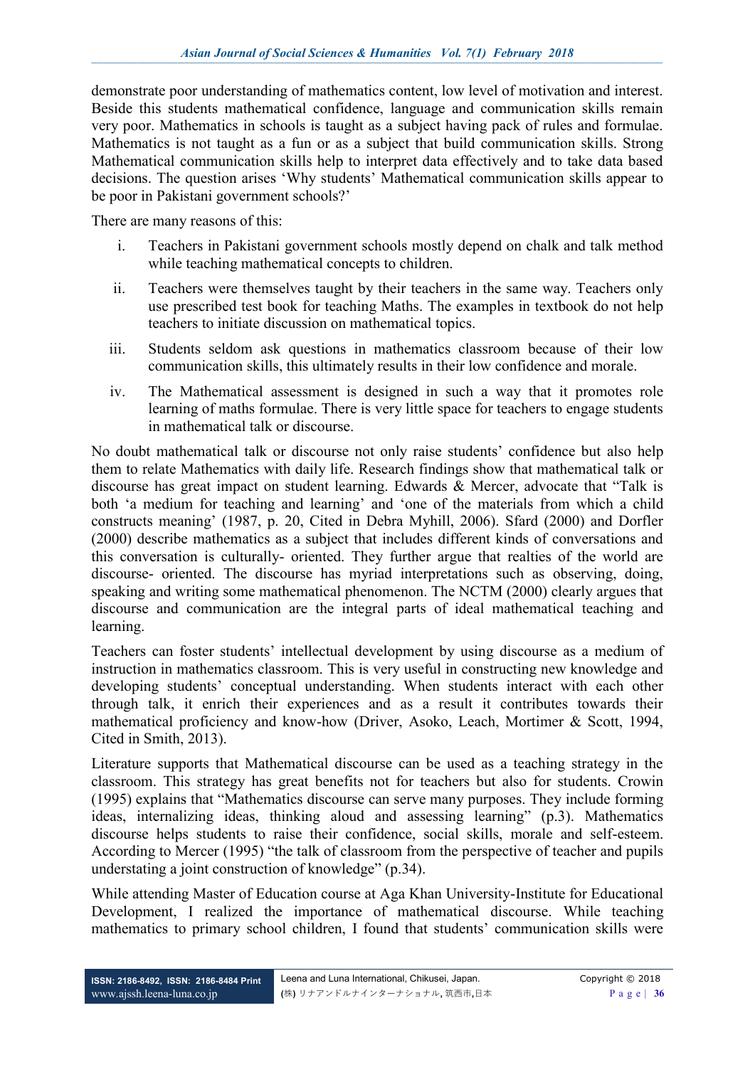demonstrate poor understanding of mathematics content, low level of motivation and interest. Beside this students mathematical confidence, language and communication skills remain very poor. Mathematics in schools is taught as a subject having pack of rules and formulae. Mathematics is not taught as a fun or as a subject that build communication skills. Strong Mathematical communication skills help to interpret data effectively and to take data based decisions. The question arises 'Why students' Mathematical communication skills appear to be poor in Pakistani government schools?'

There are many reasons of this:

i. Teachers in Pakistani government schools mostly depend on chalk and talk method while teaching mathematical concepts to children.

ii. Teachers were themselves taught by their teachers in the same way. Teachers only use prescribed test book for teaching Maths. The examples in textbook do not help teachers to initiate discussion on mathematical topics.

iii. Students seldom ask questions in mathematics classroom because of their low communication skills, this ultimately results in their low confidence and morale.

iv. The Mathematical assessment is designed in such a way that it promotes role learning of maths formulae. There is very little space for teachers to engage students in mathematical talk or discourse.

No doubt mathematical talk or discourse not only raise students' confidence but also help them to relate Mathematics with daily life. Research findings show that mathematical talk or discourse has great impact on student learning. Edwards & Mercer, advocate that "Talk is both 'a medium for teaching and learning' and 'one of the materials from which a child constructs meaning' (1987, p. 20, Cited in Debra Myhill, 2006). Sfard (2000) and Dorfler (2000) describe mathematics as a subject that includes different kinds of conversations and this conversation is culturally- oriented. They further argue that realties of the world are discourse- oriented. The discourse has myriad interpretations such as observing, doing, speaking and writing some mathematical phenomenon. The NCTM (2000) clearly argues that discourse and communication are the integral parts of ideal mathematical teaching and learning.

Teachers can foster students' intellectual development by using discourse as a medium of instruction in mathematics classroom. This is very useful in constructing new knowledge and developing students' conceptual understanding. When students interact with each other through talk, it enrich their experiences and as a result it contributes towards their mathematical proficiency and know-how (Driver, Asoko, Leach, Mortimer & Scott, 1994, Cited in Smith, 2013).

Literature supports that Mathematical discourse can be used as a teaching strategy in the classroom. This strategy has great benefits not for teachers but also for students. Crowin (1995) explains that "Mathematics discourse can serve many purposes. They include forming ideas, internalizing ideas, thinking aloud and assessing learning" (p.3). Mathematics discourse helps students to raise their confidence, social skills, morale and self-esteem. According to Mercer (1995) "the talk of classroom from the perspective of teacher and pupils understating a joint construction of knowledge" (p.34).

While attending Master of Education course at Aga Khan University-Institute for Educational Development, I realized the importance of mathematical discourse. While teaching mathematics to primary school children, I found that students' communication skills were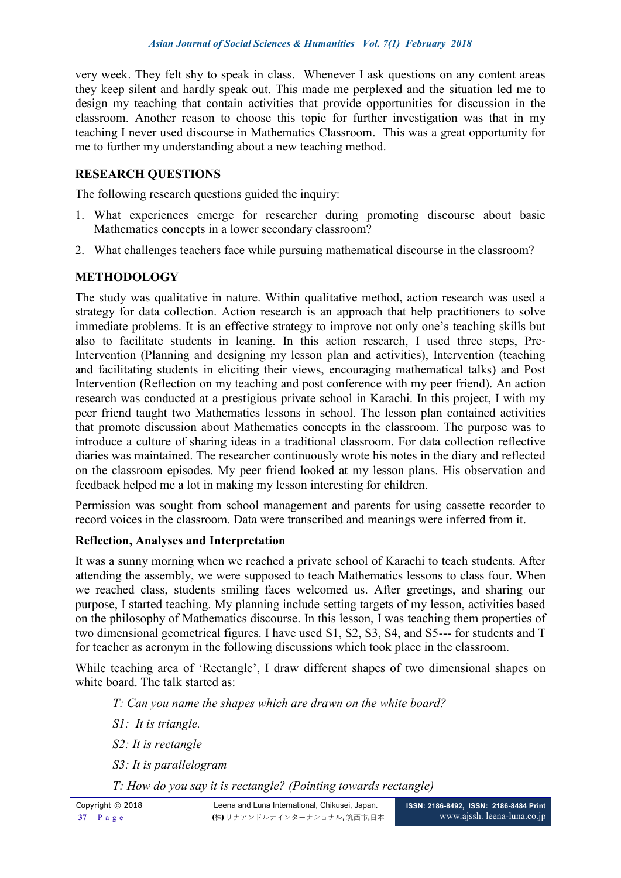very week. They felt shy to speak in class. Whenever I ask questions on any content areas they keep silent and hardly speak out. This made me perplexed and the situation led me to design my teaching that contain activities that provide opportunities for discussion in the classroom. Another reason to choose this topic for further investigation was that in my teaching I never used discourse in Mathematics Classroom. This was a great opportunity for me to further my understanding about a new teaching method.

## RESEARCH QUESTIONS

The following research questions guided the inquiry:

1. What experiences emerge for researcher during promoting discourse about basic Mathematics concepts in a lower secondary classroom?
2. What challenges teachers face while pursuing mathematical discourse in the classroom?

## METHODOLOGY

The study was qualitative in nature. Within qualitative method, action research was used a strategy for data collection. Action research is an approach that help practitioners to solve immediate problems. It is an effective strategy to improve not only one's teaching skills but also to facilitate students in leaning. In this action research, I used three steps, Pre-Intervention (Planning and designing my lesson plan and activities), Intervention (teaching and facilitating students in eliciting their views, encouraging mathematical talks) and Post Intervention (Reflection on my teaching and post conference with my peer friend). An action research was conducted at a prestigious private school in Karachi. In this project, I with my peer friend taught two Mathematics lessons in school. The lesson plan contained activities that promote discussion about Mathematics concepts in the classroom. The purpose was to introduce a culture of sharing ideas in a traditional classroom. For data collection reflective diaries was maintained. The researcher continuously wrote his notes in the diary and reflected on the classroom episodes. My peer friend looked at my lesson plans. His observation and feedback helped me a lot in making my lesson interesting for children.

Permission was sought from school management and parents for using cassette recorder to record voices in the classroom. Data were transcribed and meanings were inferred from it.

### Reflection, Analyses and Interpretation

It was a sunny morning when we reached a private school of Karachi to teach students. After attending the assembly, we were supposed to teach Mathematics lessons to class four. When we reached class, students smiling faces welcomed us. After greetings, and sharing our purpose, I started teaching. My planning include setting targets of my lesson, activities based on the philosophy of Mathematics discourse. In this lesson, I was teaching them properties of two dimensional geometrical figures. I have used S1, S2, S3, S4, and S5--- for students and T for teacher as acronym in the following discussions which took place in the classroom.

While teaching area of 'Rectangle', I draw different shapes of two dimensional shapes on white board. The talk started as:

*T: Can you name the shapes which are drawn on the white board?*

*S1: It is triangle.*

*S2: It is rectangle*

*S3: It is parallelogram*

*T: How do you say it is rectangle? (Pointing towards rectangle)*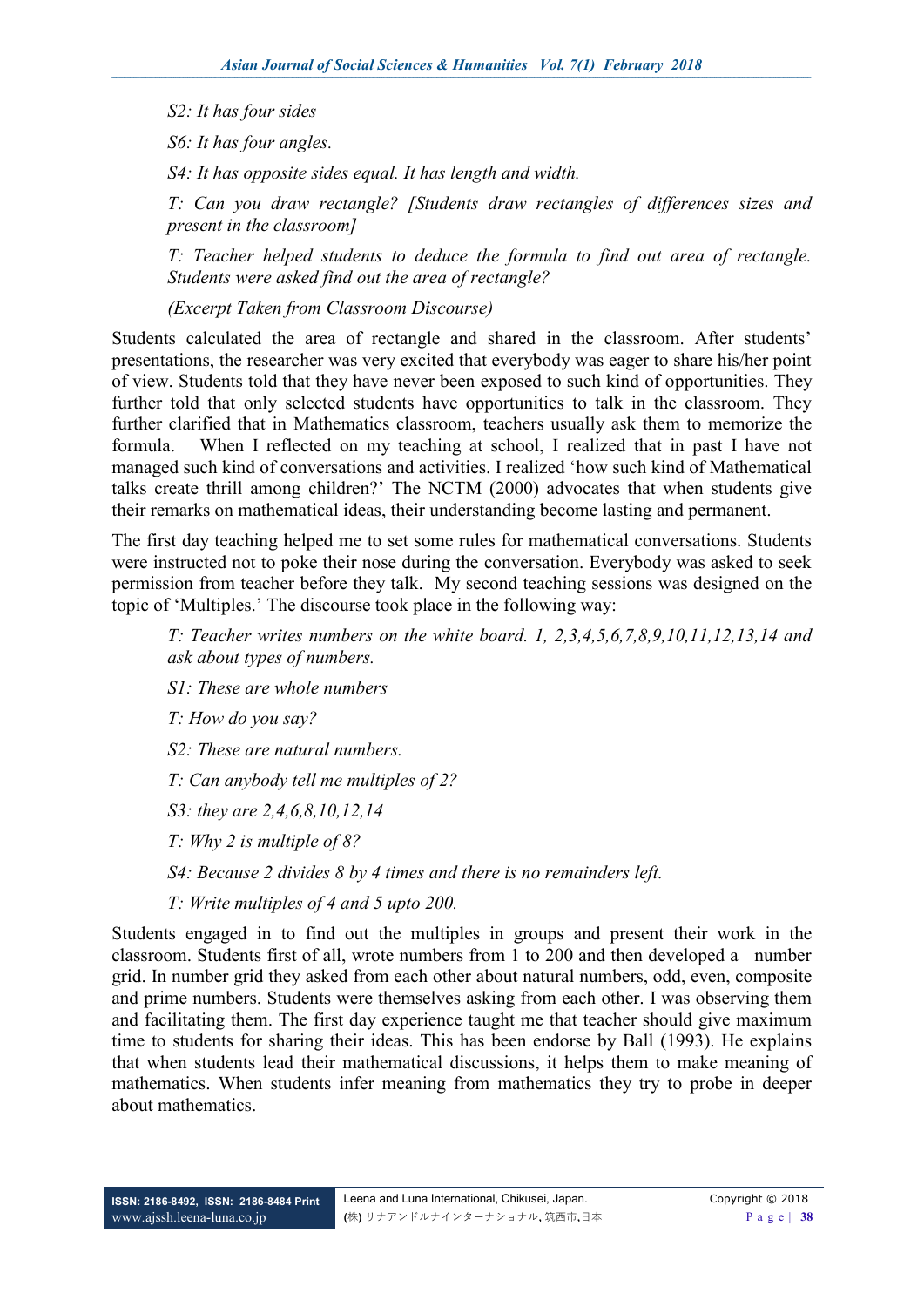*S2: It has four sides*

*S6: It has four angles.*

*S4: It has opposite sides equal. It has length and width.*

*T: Can you draw rectangle? [Students draw rectangles of differences sizes and present in the classroom]*

*T: Teacher helped students to deduce the formula to find out area of rectangle. Students were asked find out the area of rectangle?*

*(Excerpt Taken from Classroom Discourse)*

Students calculated the area of rectangle and shared in the classroom. After students' presentations, the researcher was very excited that everybody was eager to share his/her point of view. Students told that they have never been exposed to such kind of opportunities. They further told that only selected students have opportunities to talk in the classroom. They further clarified that in Mathematics classroom, teachers usually ask them to memorize the formula. When I reflected on my teaching at school, I realized that in past I have not managed such kind of conversations and activities. I realized 'how such kind of Mathematical talks create thrill among children?' The NCTM (2000) advocates that when students give their remarks on mathematical ideas, their understanding become lasting and permanent.

The first day teaching helped me to set some rules for mathematical conversations. Students were instructed not to poke their nose during the conversation. Everybody was asked to seek permission from teacher before they talk. My second teaching sessions was designed on the topic of 'Multiples.' The discourse took place in the following way:

*T: Teacher writes numbers on the white board. 1, 2,3,4,5,6,7,8,9,10,11,12,13,14 and ask about types of numbers.*

*S1: These are whole numbers*

*T: How do you say?*

*S2: These are natural numbers.*

*T: Can anybody tell me multiples of 2?*

*S3: they are 2,4,6,8,10,12,14*

*T: Why 2 is multiple of 8?*

*S4: Because 2 divides 8 by 4 times and there is no remainders left.*

*T: Write multiples of 4 and 5 upto 200.*

Students engaged in to find out the multiples in groups and present their work in the classroom. Students first of all, wrote numbers from 1 to 200 and then developed a number grid. In number grid they asked from each other about natural numbers, odd, even, composite and prime numbers. Students were themselves asking from each other. I was observing them and facilitating them. The first day experience taught me that teacher should give maximum time to students for sharing their ideas. This has been endorse by Ball (1993). He explains that when students lead their mathematical discussions, it helps them to make meaning of mathematics. When students infer meaning from mathematics they try to probe in deeper about mathematics.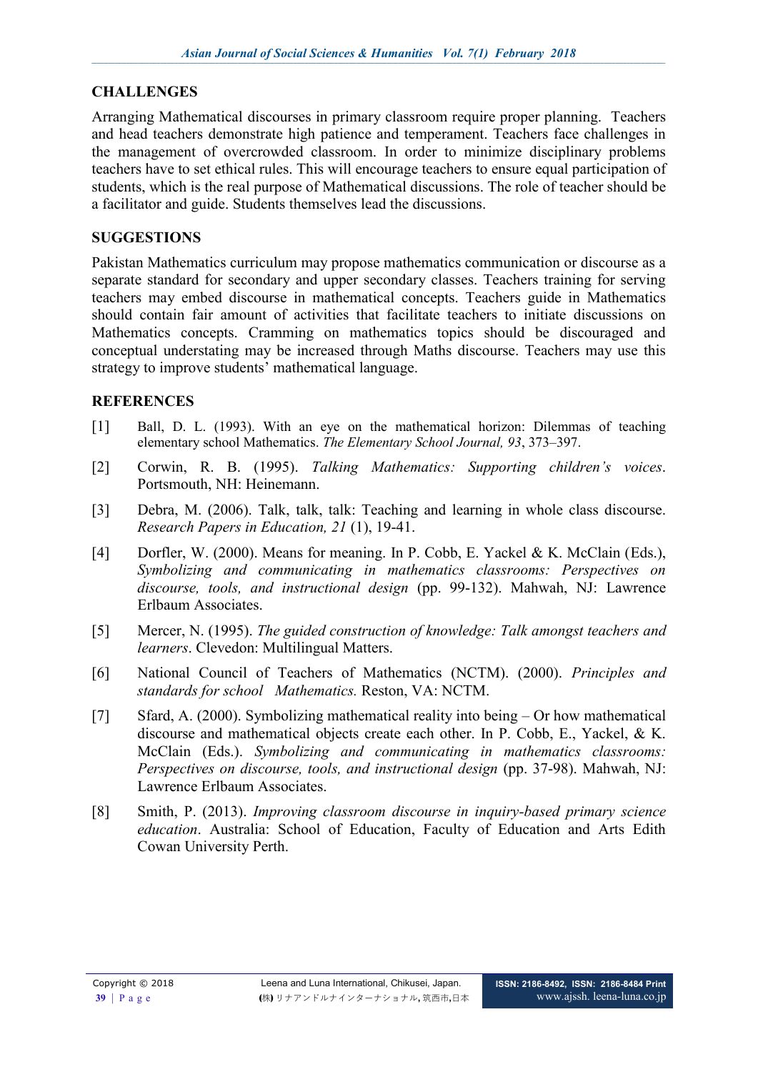## CHALLENGES

Arranging Mathematical discourses in primary classroom require proper planning. Teachers and head teachers demonstrate high patience and temperament. Teachers face challenges in the management of overcrowded classroom. In order to minimize disciplinary problems teachers have to set ethical rules. This will encourage teachers to ensure equal participation of students, which is the real purpose of Mathematical discussions. The role of teacher should be a facilitator and guide. Students themselves lead the discussions.

## SUGGESTIONS

Pakistan Mathematics curriculum may propose mathematics communication or discourse as a separate standard for secondary and upper secondary classes. Teachers training for serving teachers may embed discourse in mathematical concepts. Teachers guide in Mathematics should contain fair amount of activities that facilitate teachers to initiate discussions on Mathematics concepts. Cramming on mathematics topics should be discouraged and conceptual understating may be increased through Maths discourse. Teachers may use this strategy to improve students' mathematical language.

## REFERENCES

[1] Ball, D. L. (1993). With an eye on the mathematical horizon: Dilemmas of teaching elementary school Mathematics. *The Elementary School Journal, 93*, 373–397.

[2] Corwin, R. B. (1995). *Talking Mathematics: Supporting children's voices*. Portsmouth, NH: Heinemann.

[3] Debra, M. (2006). Talk, talk, talk: Teaching and learning in whole class discourse. *Research Papers in Education, 21* (1), 19-41.

[4] Dorfler, W. (2000). Means for meaning. In P. Cobb, E. Yackel & K. McClain (Eds.), *Symbolizing and communicating in mathematics classrooms: Perspectives on discourse, tools, and instructional design* (pp. 99-132). Mahwah, NJ: Lawrence Erlbaum Associates.

[5] Mercer, N. (1995). *The guided construction of knowledge: Talk amongst teachers and learners*. Clevedon: Multilingual Matters.

[6] National Council of Teachers of Mathematics (NCTM). (2000). *Principles and standards for school Mathematics.* Reston, VA: NCTM.

[7] Sfard, A. (2000). Symbolizing mathematical reality into being – Or how mathematical discourse and mathematical objects create each other. In P. Cobb, E., Yackel, & K. McClain (Eds.). *Symbolizing and communicating in mathematics classrooms: Perspectives on discourse, tools, and instructional design* (pp. 37-98). Mahwah, NJ: Lawrence Erlbaum Associates.

[8] Smith, P. (2013). *Improving classroom discourse in inquiry-based primary science education*. Australia: School of Education, Faculty of Education and Arts Edith Cowan University Perth.